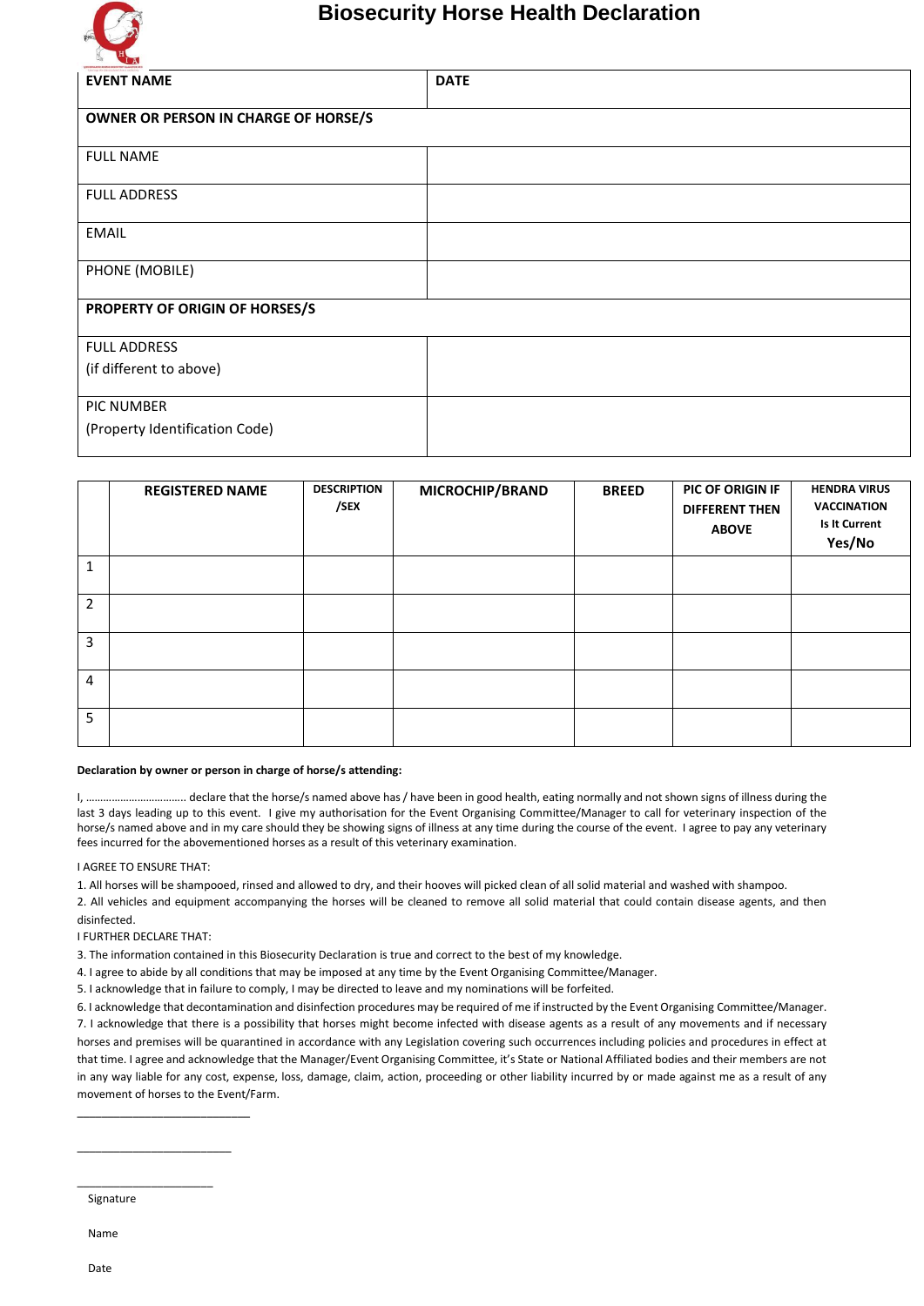# Biosecurity Horse Health Declaration

| EVENT NAME | DATE |
|---|---|
| **OWNER OR PERSON IN CHARGE OF HORSE/S** | |
| FULL NAME | |
| FULL ADDRESS | |
| EMAIL | |
| PHONE (MOBILE) | |
| **PROPERTY OF ORIGIN OF HORSES/S** | |
| FULL ADDRESS (if different to above) | |
| PIC NUMBER (Property Identification Code) | |

| | REGISTERED NAME | DESCRIPTION /SEX | MICROCHIP/BRAND | BREED | PIC OF ORIGIN IF DIFFERENT THEN ABOVE | HENDRA VIRUS VACCINATION Is It Current Yes/No |
|---|---|---|---|---|---|---|
| 1 | | | | | | |
| 2 | | | | | | |
| 3 | | | | | | |
| 4 | | | | | | |
| 5 | | | | | | |

**Declaration by owner or person in charge of horse/s attending:**

I, …………………………… declare that the horse/s named above has / have been in good health, eating normally and not shown signs of illness during the last 3 days leading up to this event. I give my authorisation for the Event Organising Committee/Manager to call for veterinary inspection of the horse/s named above and in my care should they be showing signs of illness at any time during the course of the event. I agree to pay any veterinary fees incurred for the abovementioned horses as a result of this veterinary examination.

I AGREE TO ENSURE THAT:

1. All horses will be shampooed, rinsed and allowed to dry, and their hooves will picked clean of all solid material and washed with shampoo.
2. All vehicles and equipment accompanying the horses will be cleaned to remove all solid material that could contain disease agents, and then disinfected.

I FURTHER DECLARE THAT:

3. The information contained in this Biosecurity Declaration is true and correct to the best of my knowledge.
4. I agree to abide by all conditions that may be imposed at any time by the Event Organising Committee/Manager.
5. I acknowledge that in failure to comply, I may be directed to leave and my nominations will be forfeited.
6. I acknowledge that decontamination and disinfection procedures may be required of me if instructed by the Event Organising Committee/Manager.
7. I acknowledge that there is a possibility that horses might become infected with disease agents as a result of any movements and if necessary horses and premises will be quarantined in accordance with any Legislation covering such occurrences including policies and procedures in effect at that time. I agree and acknowledge that the Manager/Event Organising Committee, it's State or National Affiliated bodies and their members are not in any way liable for any cost, expense, loss, damage, claim, action, proceeding or other liability incurred by or made against me as a result of any movement of horses to the Event/Farm.

\_\_\_\_\_\_\_\_\_\_\_\_\_\_\_\_\_\_\_\_\_\_\_\_\_\_\_\_

\_\_\_\_\_\_\_\_\_\_\_\_\_\_\_\_\_\_\_\_\_\_\_\_\_

\_\_\_\_\_\_\_\_\_\_\_\_\_\_\_\_\_\_\_\_\_\_

Signature

Name

Date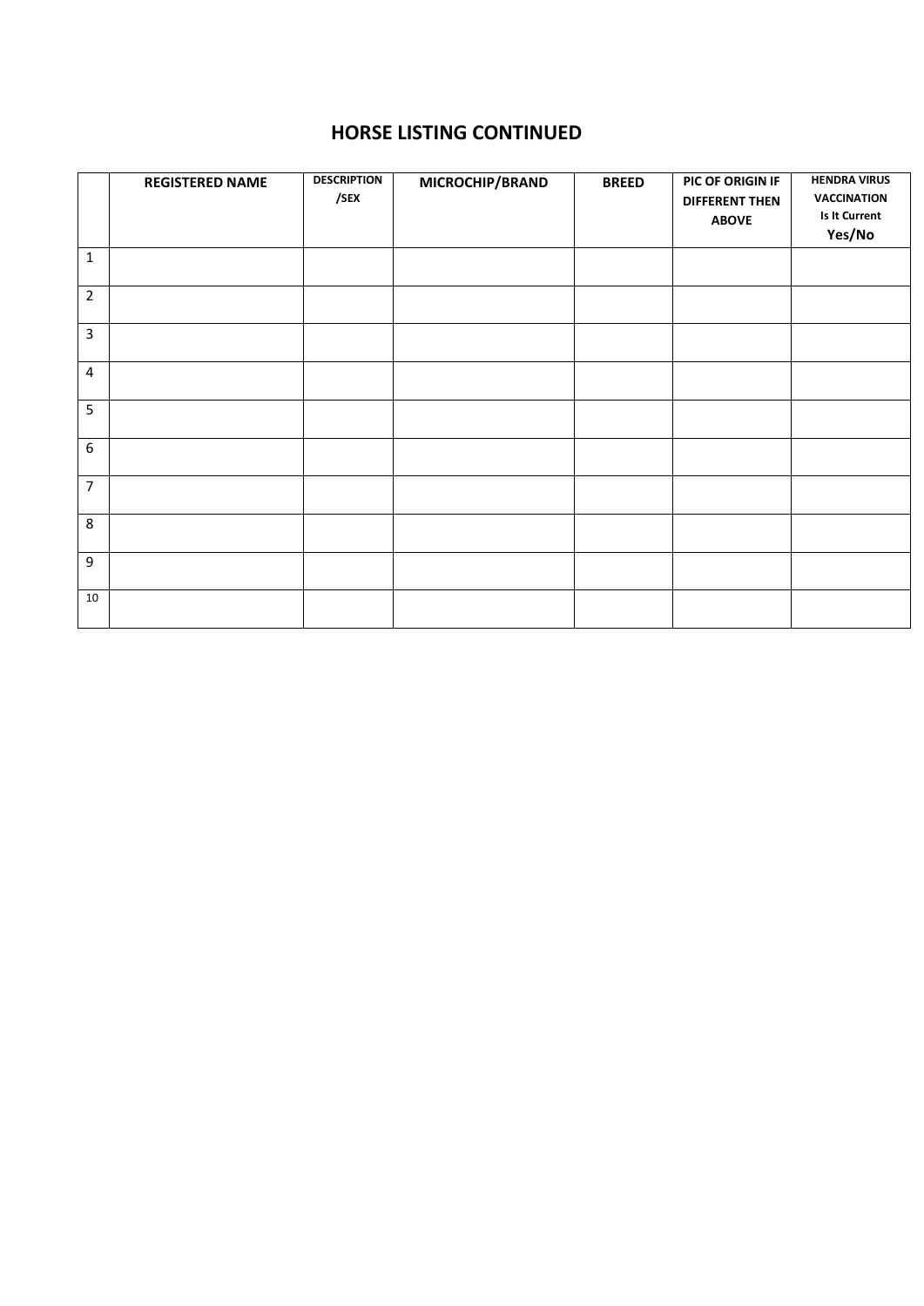## HORSE LISTING CONTINUED

| | REGISTERED NAME | DESCRIPTION /SEX | MICROCHIP/BRAND | BREED | PIC OF ORIGIN IF DIFFERENT THEN ABOVE | HENDRA VIRUS VACCINATION Is It Current Yes/No |
|---|---|---|---|---|---|---|
| 1 | | | | | | |
| 2 | | | | | | |
| 3 | | | | | | |
| 4 | | | | | | |
| 5 | | | | | | |
| 6 | | | | | | |
| 7 | | | | | | |
| 8 | | | | | | |
| 9 | | | | | | |
| 10 | | | | | | |